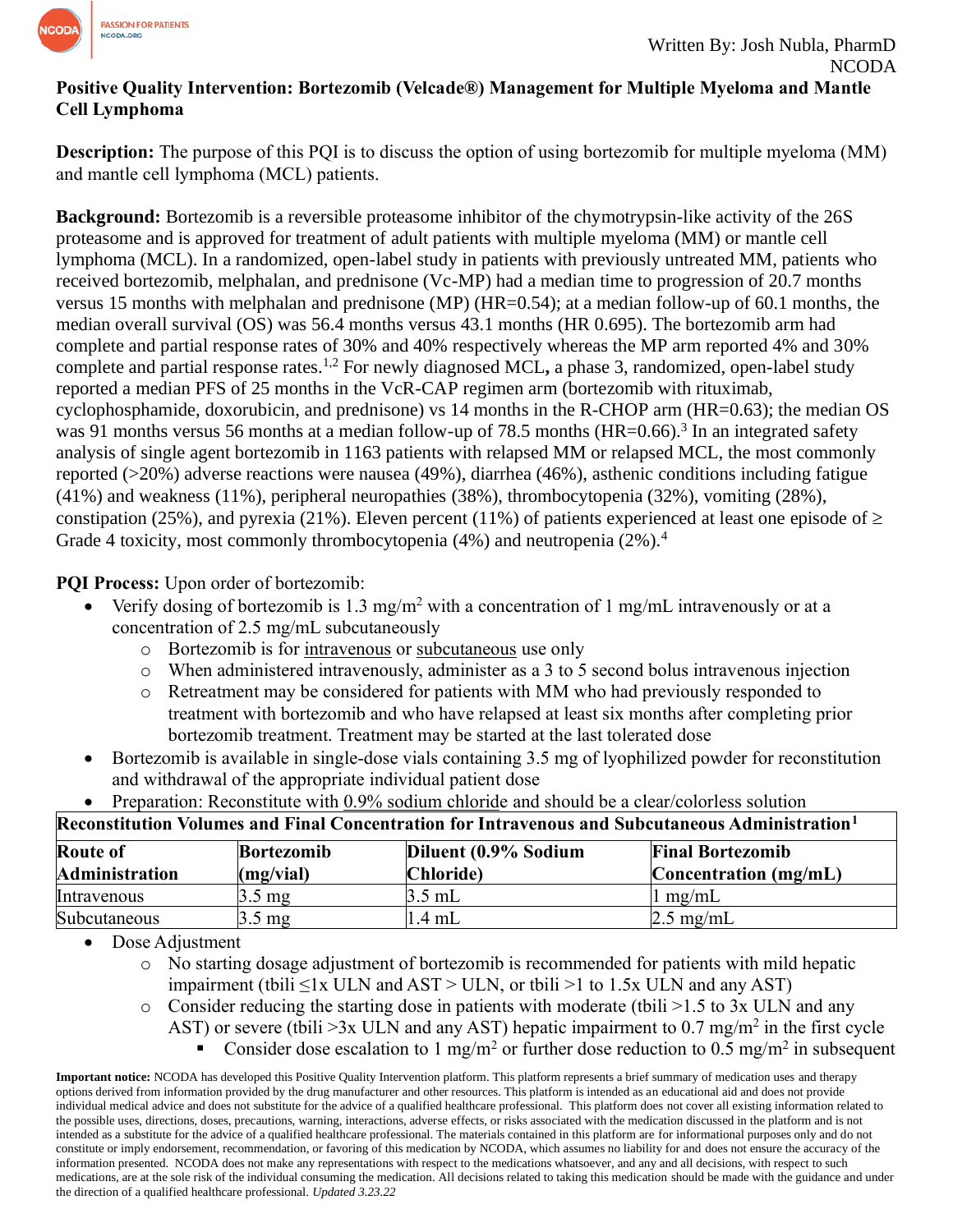Written By: Josh Nubla, PharmD
NCODA

**Positive Quality Intervention: Bortezomib (Velcade®) Management for Multiple Myeloma and Mantle Cell Lymphoma**

**Description:** The purpose of this PQI is to discuss the option of using bortezomib for multiple myeloma (MM) and mantle cell lymphoma (MCL) patients.

**Background:** Bortezomib is a reversible proteasome inhibitor of the chymotrypsin-like activity of the 26S proteasome and is approved for treatment of adult patients with multiple myeloma (MM) or mantle cell lymphoma (MCL). In a randomized, open-label study in patients with previously untreated MM, patients who received bortezomib, melphalan, and prednisone (Vc-MP) had a median time to progression of 20.7 months versus 15 months with melphalan and prednisone (MP) (HR=0.54); at a median follow-up of 60.1 months, the median overall survival (OS) was 56.4 months versus 43.1 months (HR 0.695). The bortezomib arm had complete and partial response rates of 30% and 40% respectively whereas the MP arm reported 4% and 30% complete and partial response rates.[1,2] For newly diagnosed MCL**,** a phase 3, randomized, open-label study reported a median PFS of 25 months in the VcR-CAP regimen arm (bortezomib with rituximab, cyclophosphamide, doxorubicin, and prednisone) vs 14 months in the R-CHOP arm (HR=0.63); the median OS was 91 months versus 56 months at a median follow-up of 78.5 months (HR=0.66).[3] In an integrated safety analysis of single agent bortezomib in 1163 patients with relapsed MM or relapsed MCL, the most commonly reported (>20%) adverse reactions were nausea (49%), diarrhea (46%), asthenic conditions including fatigue (41%) and weakness (11%), peripheral neuropathies (38%), thrombocytopenia (32%), vomiting (28%), constipation (25%), and pyrexia (21%). Eleven percent (11%) of patients experienced at least one episode of ≥ Grade 4 toxicity, most commonly thrombocytopenia (4%) and neutropenia (2%).[4]

**PQI Process:** Upon order of bortezomib:

- Verify dosing of bortezomib is 1.3 mg/m$^2$ with a concentration of 1 mg/mL intravenously or at a concentration of 2.5 mg/mL subcutaneously
  - Bortezomib is for <u>intravenous</u> or <u>subcutaneous</u> use only
  - When administered intravenously, administer as a 3 to 5 second bolus intravenous injection
  - Retreatment may be considered for patients with MM who had previously responded to treatment with bortezomib and who have relapsed at least six months after completing prior bortezomib treatment. Treatment may be started at the last tolerated dose
- Bortezomib is available in single-dose vials containing 3.5 mg of lyophilized powder for reconstitution and withdrawal of the appropriate individual patient dose
- Preparation: Reconstitute with <u>0.9% sodium chloride</u> and should be a clear/colorless solution

**Reconstitution Volumes and Final Concentration for Intravenous and Subcutaneous Administration[1]**

| Route of Administration | Bortezomib (mg/vial) | Diluent (0.9% Sodium Chloride) | Final Bortezomib Concentration (mg/mL) |
|---|---|---|---|
| Intravenous | 3.5 mg | 3.5 mL | 1 mg/mL |
| Subcutaneous | 3.5 mg | 1.4 mL | 2.5 mg/mL |

- Dose Adjustment
  - No starting dosage adjustment of bortezomib is recommended for patients with mild hepatic impairment (tbili ≤1x ULN and AST > ULN, or tbili >1 to 1.5x ULN and any AST)
  - Consider reducing the starting dose in patients with moderate (tbili >1.5 to 3x ULN and any AST) or severe (tbili >3x ULN and any AST) hepatic impairment to 0.7 mg/m$^2$ in the first cycle
    - Consider dose escalation to 1 mg/m$^2$ or further dose reduction to 0.5 mg/m$^2$ in subsequent

**Important notice:** NCODA has developed this Positive Quality Intervention platform. This platform represents a brief summary of medication uses and therapy options derived from information provided by the drug manufacturer and other resources. This platform is intended as an educational aid and does not provide individual medical advice and does not substitute for the advice of a qualified healthcare professional. This platform does not cover all existing information related to the possible uses, directions, doses, precautions, warning, interactions, adverse effects, or risks associated with the medication discussed in the platform and is not intended as a substitute for the advice of a qualified healthcare professional. The materials contained in this platform are for informational purposes only and do not constitute or imply endorsement, recommendation, or favoring of this medication by NCODA, which assumes no liability for and does not ensure the accuracy of the information presented. NCODA does not make any representations with respect to the medications whatsoever, and any and all decisions, with respect to such medications, are at the sole risk of the individual consuming the medication. All decisions related to taking this medication should be made with the guidance and under the direction of a qualified healthcare professional. *Updated 3.23.22*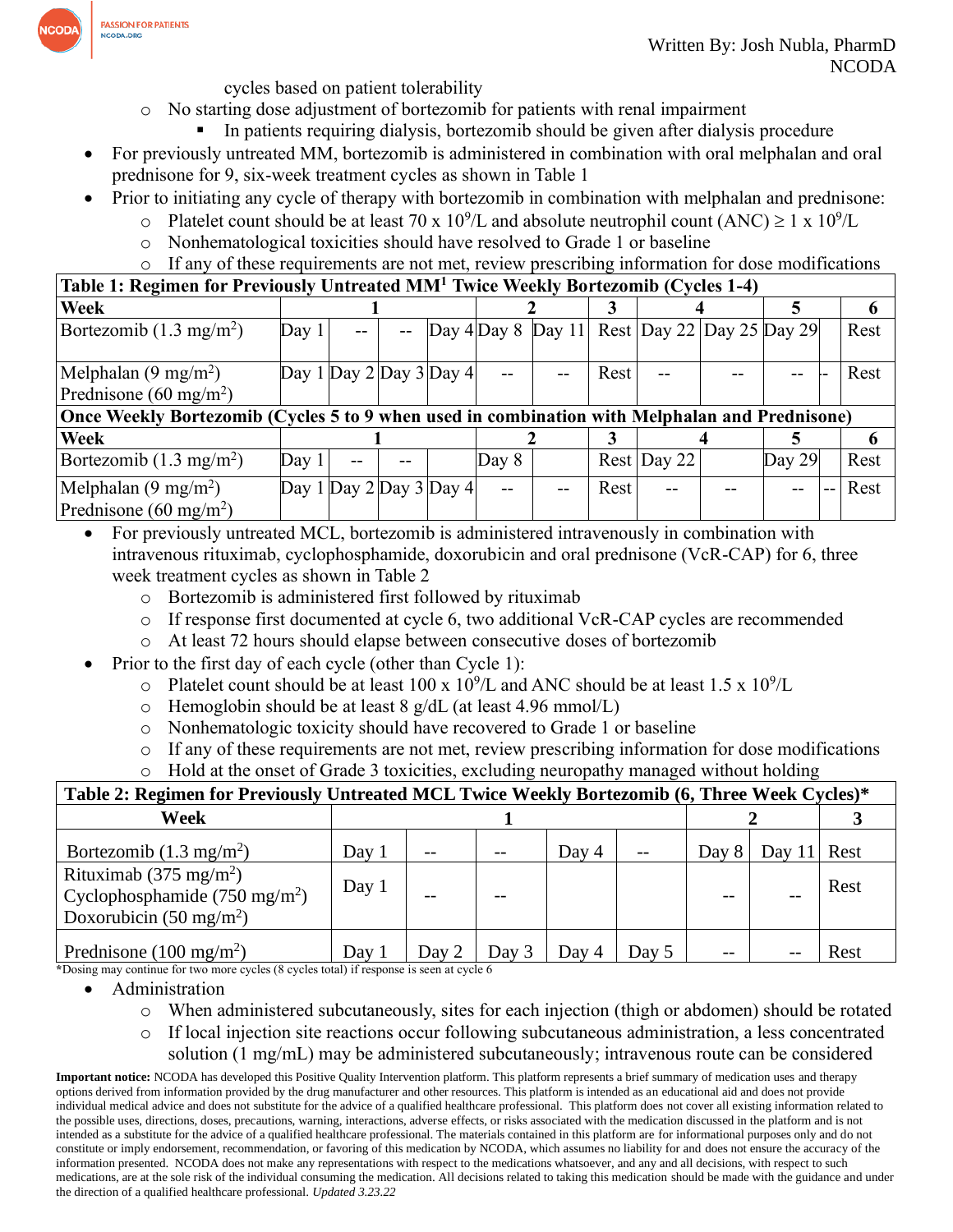cycles based on patient tolerability
  - No starting dose adjustment of bortezomib for patients with renal impairment
    - In patients requiring dialysis, bortezomib should be given after dialysis procedure
- For previously untreated MM, bortezomib is administered in combination with oral melphalan and oral prednisone for 9, six-week treatment cycles as shown in Table 1
- Prior to initiating any cycle of therapy with bortezomib in combination with melphalan and prednisone:
  - Platelet count should be at least 70 x $10^9$/L and absolute neutrophil count (ANC) ≥ 1 x $10^9$/L
  - Nonhematological toxicities should have resolved to Grade 1 or baseline
  - If any of these requirements are not met, review prescribing information for dose modifications

| **Table 1: Regimen for Previously Untreated MM[1] Twice Weekly Bortezomib (Cycles 1-4)** | | | | | | | | | | | | |
|---|---|---|---|---|---|---|---|---|---|---|---|---|
| **Week** | **1** | | | | **2** | | **3** | **4** | | **5** | | **6** |
| Bortezomib (1.3 mg/$m^2$) | Day 1 | -- | -- | Day 4 | Day 8 | Day 11 | Rest | Day 22 | Day 25 | Day 29 | | Rest |
| Melphalan (9 mg/$m^2$) Prednisone (60 mg/$m^2$) | Day 1 | Day 2 | Day 3 | Day 4 | -- | -- | Rest | -- | -- | -- | - | Rest |
| **Once Weekly Bortezomib (Cycles 5 to 9 when used in combination with Melphalan and Prednisone)** | | | | | | | | | | | | |
| **Week** | **1** | | | | **2** | | **3** | **4** | | **5** | | **6** |
| Bortezomib (1.3 mg/$m^2$) | Day 1 | -- | -- | | Day 8 | | Rest | Day 22 | | Day 29 | | Rest |
| Melphalan (9 mg/$m^2$) Prednisone (60 mg/$m^2$) | Day 1 | Day 2 | Day 3 | Day 4 | -- | -- | Rest | -- | -- | -- | -- | Rest |

- For previously untreated MCL, bortezomib is administered intravenously in combination with intravenous rituximab, cyclophosphamide, doxorubicin and oral prednisone (VcR-CAP) for 6, three week treatment cycles as shown in Table 2
  - Bortezomib is administered first followed by rituximab
  - If response first documented at cycle 6, two additional VcR-CAP cycles are recommended
  - At least 72 hours should elapse between consecutive doses of bortezomib
- Prior to the first day of each cycle (other than Cycle 1):
  - Platelet count should be at least 100 x $10^9$/L and ANC should be at least 1.5 x $10^9$/L
  - Hemoglobin should be at least 8 g/dL (at least 4.96 mmol/L)
  - Nonhematologic toxicity should have recovered to Grade 1 or baseline
  - If any of these requirements are not met, review prescribing information for dose modifications
  - Hold at the onset of Grade 3 toxicities, excluding neuropathy managed without holding

| **Table 2: Regimen for Previously Untreated MCL Twice Weekly Bortezomib (6, Three Week Cycles)*** | | | | | | | | |
|---|---|---|---|---|---|---|---|---|
| **Week** | **1** | | | | | **2** | | **3** |
| Bortezomib (1.3 mg/$m^2$) | Day 1 | -- | -- | Day 4 | -- | Day 8 | Day 11 | Rest |
| Rituximab (375 mg/$m^2$) Cyclophosphamide (750 mg/$m^2$) Doxorubicin (50 mg/$m^2$) | Day 1 | -- | -- | | | -- | -- | Rest |
| Prednisone (100 mg/$m^2$) | Day 1 | Day 2 | Day 3 | Day 4 | Day 5 | -- | -- | Rest |

*Dosing may continue for two more cycles (8 cycles total) if response is seen at cycle 6

- Administration
  - When administered subcutaneously, sites for each injection (thigh or abdomen) should be rotated
  - If local injection site reactions occur following subcutaneous administration, a less concentrated solution (1 mg/mL) may be administered subcutaneously; intravenous route can be considered

**Important notice:** NCODA has developed this Positive Quality Intervention platform. This platform represents a brief summary of medication uses and therapy options derived from information provided by the drug manufacturer and other resources. This platform is intended as an educational aid and does not provide individual medical advice and does not substitute for the advice of a qualified healthcare professional. This platform does not cover all existing information related to the possible uses, directions, doses, precautions, warning, interactions, adverse effects, or risks associated with the medication discussed in the platform and is not intended as a substitute for the advice of a qualified healthcare professional. The materials contained in this platform are for informational purposes only and do not constitute or imply endorsement, recommendation, or favoring of this medication by NCODA, which assumes no liability for and does not ensure the accuracy of the information presented. NCODA does not make any representations with respect to the medications whatsoever, and any and all decisions, with respect to such medications, are at the sole risk of the individual consuming the medication. All decisions related to taking this medication should be made with the guidance and under the direction of a qualified healthcare professional. *Updated 3.23.22*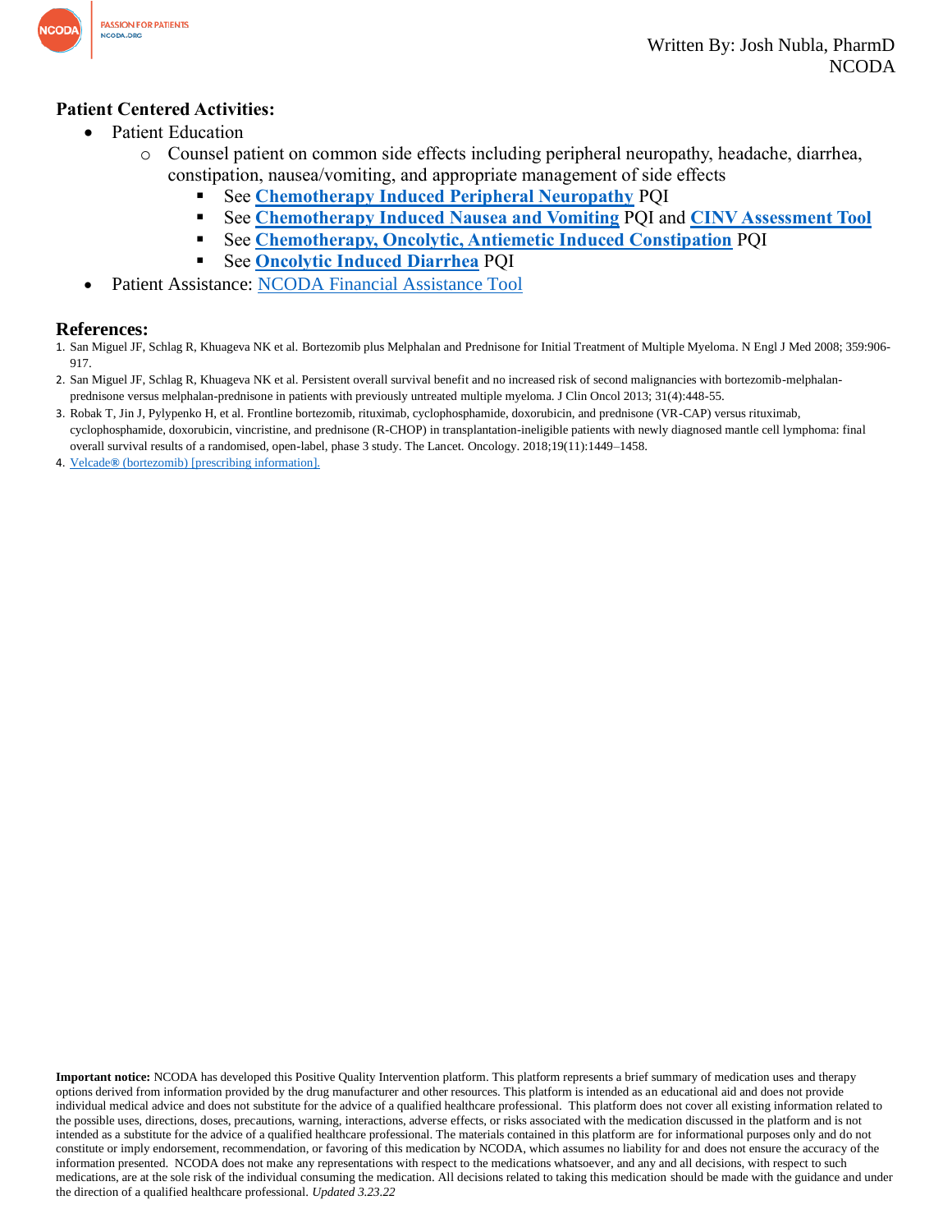## Patient Centered Activities:

- Patient Education
    - Counsel patient on common side effects including peripheral neuropathy, headache, diarrhea, constipation, nausea/vomiting, and appropriate management of side effects
        - See **Chemotherapy Induced Peripheral Neuropathy** PQI
        - See **Chemotherapy Induced Nausea and Vomiting** PQI and **CINV Assessment Tool**
        - See **Chemotherapy, Oncolytic, Antiemetic Induced Constipation** PQI
        - See **Oncolytic Induced Diarrhea** PQI
- Patient Assistance: NCODA Financial Assistance Tool

## References:

1. San Miguel JF, Schlag R, Khuageva NK et al. Bortezomib plus Melphalan and Prednisone for Initial Treatment of Multiple Myeloma. N Engl J Med 2008; 359:906-917.
2. San Miguel JF, Schlag R, Khuageva NK et al. Persistent overall survival benefit and no increased risk of second malignancies with bortezomib-melphalan-prednisone versus melphalan-prednisone in patients with previously untreated multiple myeloma. J Clin Oncol 2013; 31(4):448-55.
3. Robak T, Jin J, Pylypenko H, et al. Frontline bortezomib, rituximab, cyclophosphamide, doxorubicin, and prednisone (VR-CAP) versus rituximab, cyclophosphamide, doxorubicin, vincristine, and prednisone (R-CHOP) in transplantation-ineligible patients with newly diagnosed mantle cell lymphoma: final overall survival results of a randomised, open-label, phase 3 study. The Lancet. Oncology. 2018;19(11):1449–1458.
4. Velcade® (bortezomib) [prescribing information].

**Important notice:** NCODA has developed this Positive Quality Intervention platform. This platform represents a brief summary of medication uses and therapy options derived from information provided by the drug manufacturer and other resources. This platform is intended as an educational aid and does not provide individual medical advice and does not substitute for the advice of a qualified healthcare professional. This platform does not cover all existing information related to the possible uses, directions, doses, precautions, warning, interactions, adverse effects, or risks associated with the medication discussed in the platform and is not intended as a substitute for the advice of a qualified healthcare professional. The materials contained in this platform are for informational purposes only and do not constitute or imply endorsement, recommendation, or favoring of this medication by NCODA, which assumes no liability for and does not ensure the accuracy of the information presented. NCODA does not make any representations with respect to the medications whatsoever, and any and all decisions, with respect to such medications, are at the sole risk of the individual consuming the medication. All decisions related to taking this medication should be made with the guidance and under the direction of a qualified healthcare professional. *Updated 3.23.22*